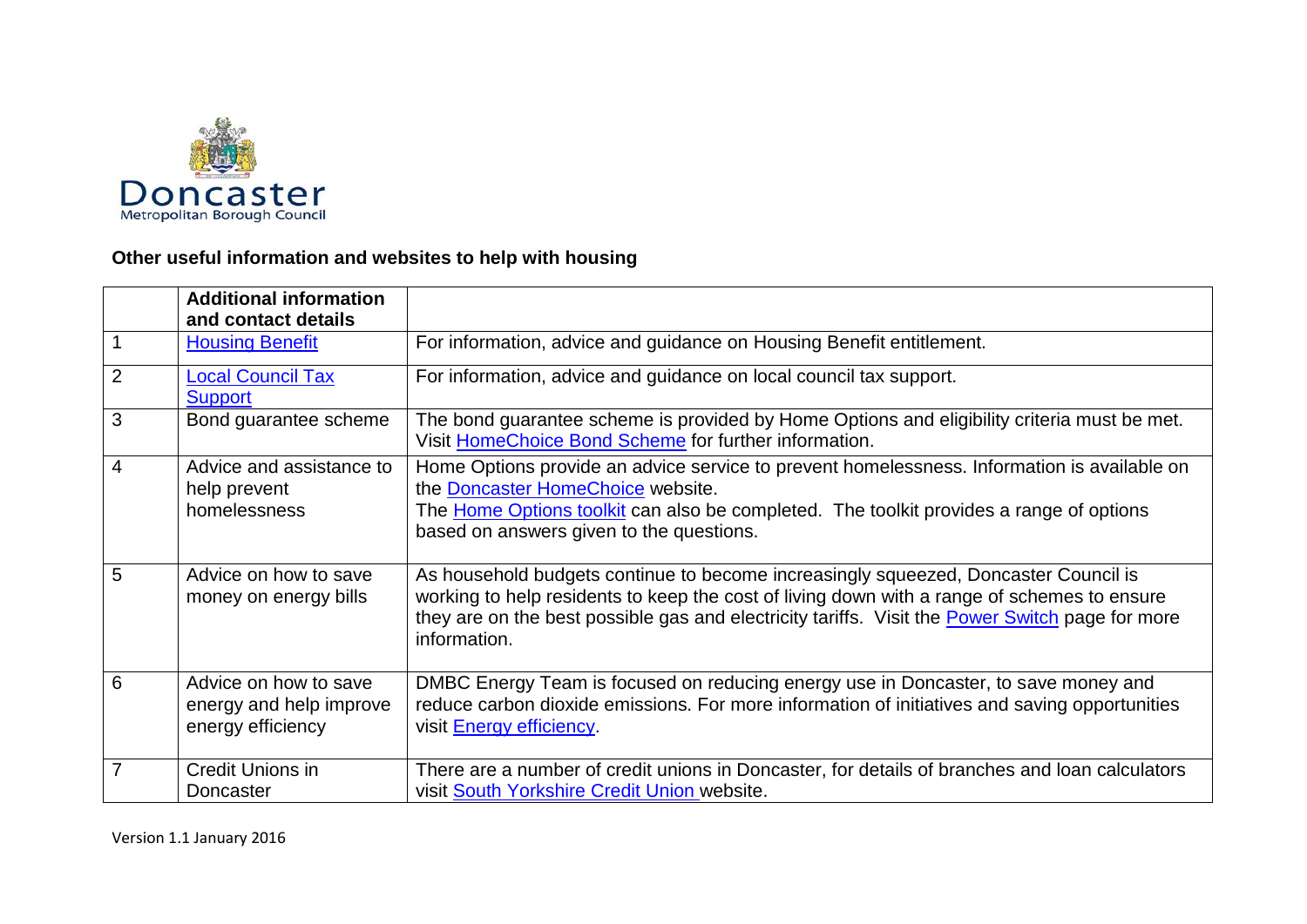Doncaster
Metropolitan Borough Council

**Other useful information and websites to help with housing**

| | **Additional information and contact details** | |
|---|---|---|
| 1 | Housing Benefit | For information, advice and guidance on Housing Benefit entitlement. |
| 2 | Local Council Tax Support | For information, advice and guidance on local council tax support. |
| 3 | Bond guarantee scheme | The bond guarantee scheme is provided by Home Options and eligibility criteria must be met. Visit HomeChoice Bond Scheme for further information. |
| 4 | Advice and assistance to help prevent homelessness | Home Options provide an advice service to prevent homelessness. Information is available on the Doncaster HomeChoice website. The Home Options toolkit can also be completed. The toolkit provides a range of options based on answers given to the questions. |
| 5 | Advice on how to save money on energy bills | As household budgets continue to become increasingly squeezed, Doncaster Council is working to help residents to keep the cost of living down with a range of schemes to ensure they are on the best possible gas and electricity tariffs. Visit the Power Switch page for more information. |
| 6 | Advice on how to save energy and help improve energy efficiency | DMBC Energy Team is focused on reducing energy use in Doncaster, to save money and reduce carbon dioxide emissions. For more information of initiatives and saving opportunities visit Energy efficiency. |
| 7 | Credit Unions in Doncaster | There are a number of credit unions in Doncaster, for details of branches and loan calculators visit South Yorkshire Credit Union website. |

Version 1.1 January 2016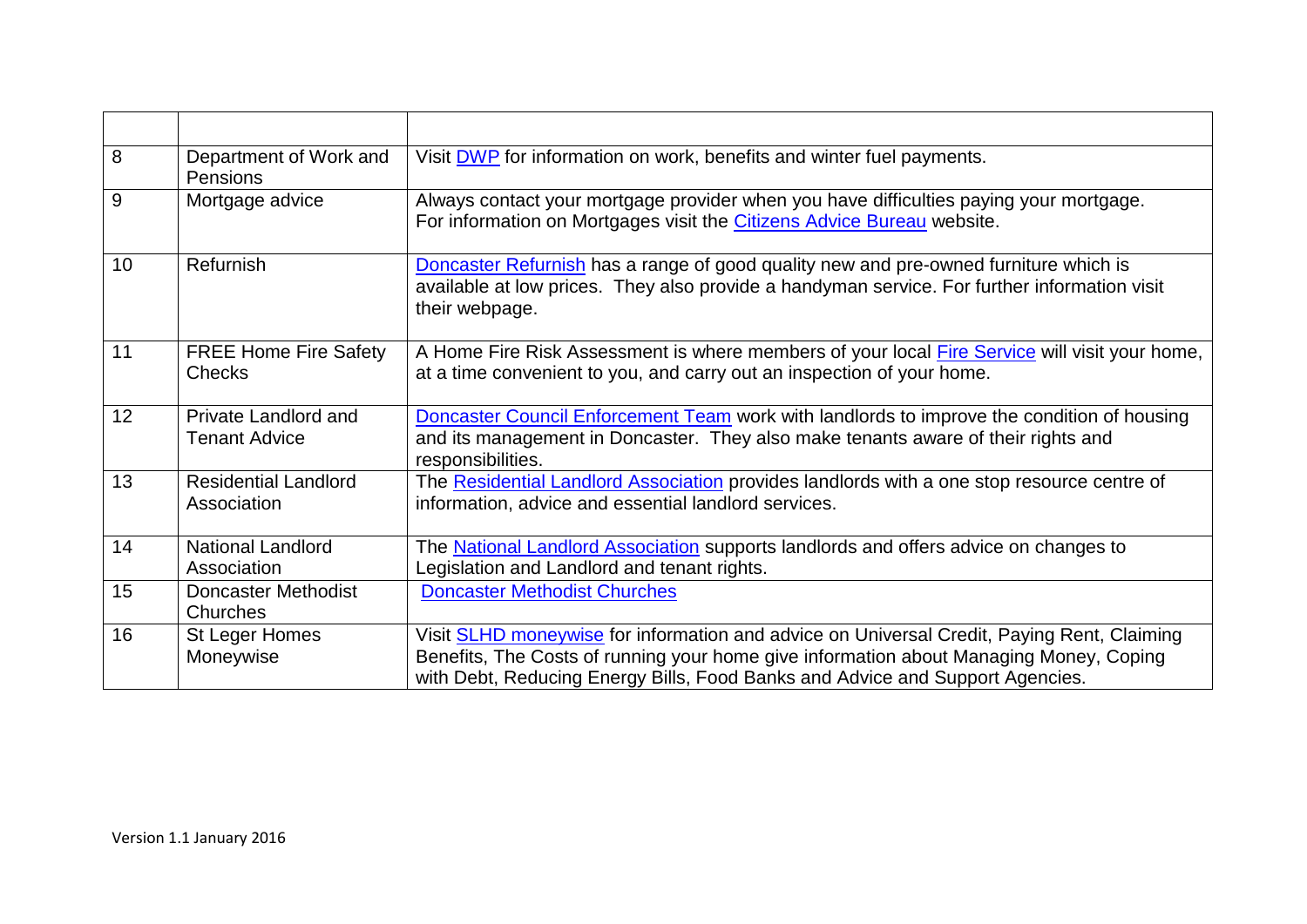| | | |
|---|---|---|
| 8 | Department of Work and Pensions | Visit DWP for information on work, benefits and winter fuel payments. |
| 9 | Mortgage advice | Always contact your mortgage provider when you have difficulties paying your mortgage. For information on Mortgages visit the Citizens Advice Bureau website. |
| 10 | Refurnish | Doncaster Refurnish has a range of good quality new and pre-owned furniture which is available at low prices. They also provide a handyman service. For further information visit their webpage. |
| 11 | FREE Home Fire Safety Checks | A Home Fire Risk Assessment is where members of your local Fire Service will visit your home, at a time convenient to you, and carry out an inspection of your home. |
| 12 | Private Landlord and Tenant Advice | Doncaster Council Enforcement Team work with landlords to improve the condition of housing and its management in Doncaster. They also make tenants aware of their rights and responsibilities. |
| 13 | Residential Landlord Association | The Residential Landlord Association provides landlords with a one stop resource centre of information, advice and essential landlord services. |
| 14 | National Landlord Association | The National Landlord Association supports landlords and offers advice on changes to Legislation and Landlord and tenant rights. |
| 15 | Doncaster Methodist Churches | Doncaster Methodist Churches |
| 16 | St Leger Homes Moneywise | Visit SLHD moneywise for information and advice on Universal Credit, Paying Rent, Claiming Benefits, The Costs of running your home give information about Managing Money, Coping with Debt, Reducing Energy Bills, Food Banks and Advice and Support Agencies. |

Version 1.1 January 2016